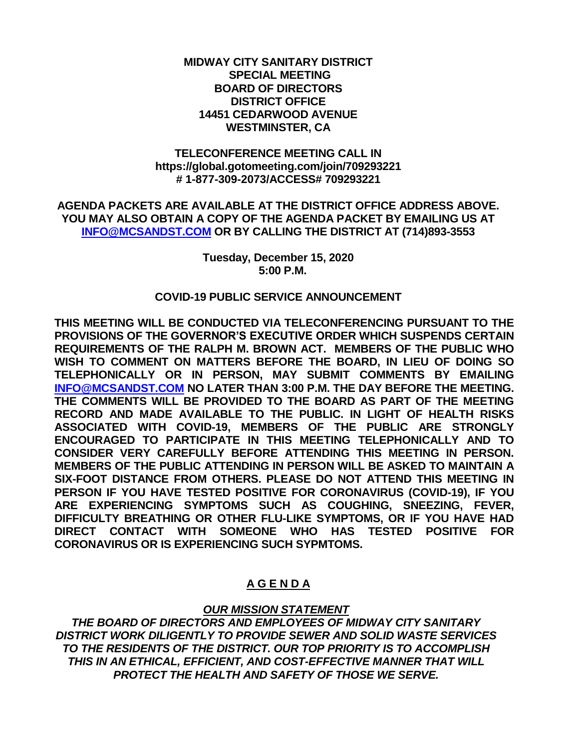**MIDWAY CITY SANITARY DISTRICT**
**SPECIAL MEETING**
**BOARD OF DIRECTORS**
**DISTRICT OFFICE**
**14451 CEDARWOOD AVENUE**
**WESTMINSTER, CA**

**TELECONFERENCE MEETING CALL IN**
**https://global.gotomeeting.com/join/709293221**
**# 1-877-309-2073/ACCESS# 709293221**

**AGENDA PACKETS ARE AVAILABLE AT THE DISTRICT OFFICE ADDRESS ABOVE. YOU MAY ALSO OBTAIN A COPY OF THE AGENDA PACKET BY EMAILING US AT [INFO@MCSANDST.COM](mailto:INFO@MCSANDST.COM) OR BY CALLING THE DISTRICT AT (714)893-3553**

**Tuesday, December 15, 2020**
**5:00 P.M.**

**COVID-19 PUBLIC SERVICE ANNOUNCEMENT**

**THIS MEETING WILL BE CONDUCTED VIA TELECONFERENCING PURSUANT TO THE PROVISIONS OF THE GOVERNOR'S EXECUTIVE ORDER WHICH SUSPENDS CERTAIN REQUIREMENTS OF THE RALPH M. BROWN ACT. MEMBERS OF THE PUBLIC WHO WISH TO COMMENT ON MATTERS BEFORE THE BOARD, IN LIEU OF DOING SO TELEPHONICALLY OR IN PERSON, MAY SUBMIT COMMENTS BY EMAILING [INFO@MCSANDST.COM](mailto:INFO@MCSANDST.COM) NO LATER THAN 3:00 P.M. THE DAY BEFORE THE MEETING. THE COMMENTS WILL BE PROVIDED TO THE BOARD AS PART OF THE MEETING RECORD AND MADE AVAILABLE TO THE PUBLIC. IN LIGHT OF HEALTH RISKS ASSOCIATED WITH COVID-19, MEMBERS OF THE PUBLIC ARE STRONGLY ENCOURAGED TO PARTICIPATE IN THIS MEETING TELEPHONICALLY AND TO CONSIDER VERY CAREFULLY BEFORE ATTENDING THIS MEETING IN PERSON. MEMBERS OF THE PUBLIC ATTENDING IN PERSON WILL BE ASKED TO MAINTAIN A SIX-FOOT DISTANCE FROM OTHERS. PLEASE DO NOT ATTEND THIS MEETING IN PERSON IF YOU HAVE TESTED POSITIVE FOR CORONAVIRUS (COVID-19), IF YOU ARE EXPERIENCING SYMPTOMS SUCH AS COUGHING, SNEEZING, FEVER, DIFFICULTY BREATHING OR OTHER FLU-LIKE SYMPTOMS, OR IF YOU HAVE HAD DIRECT CONTACT WITH SOMEONE WHO HAS TESTED POSITIVE FOR CORONAVIRUS OR IS EXPERIENCING SUCH SYPMTOMS.**

# A G E N D A

***OUR MISSION STATEMENT***

***THE BOARD OF DIRECTORS AND EMPLOYEES OF MIDWAY CITY SANITARY DISTRICT WORK DILIGENTLY TO PROVIDE SEWER AND SOLID WASTE SERVICES TO THE RESIDENTS OF THE DISTRICT. OUR TOP PRIORITY IS TO ACCOMPLISH THIS IN AN ETHICAL, EFFICIENT, AND COST-EFFECTIVE MANNER THAT WILL PROTECT THE HEALTH AND SAFETY OF THOSE WE SERVE.***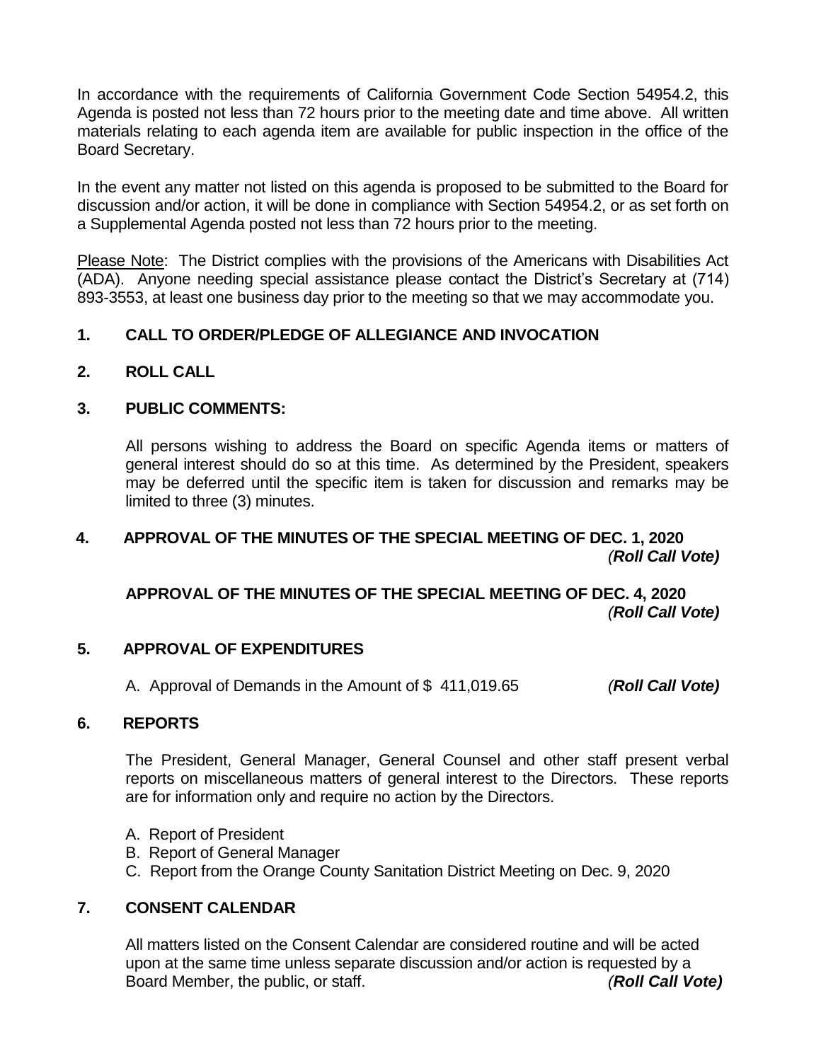In accordance with the requirements of California Government Code Section 54954.2, this Agenda is posted not less than 72 hours prior to the meeting date and time above. All written materials relating to each agenda item are available for public inspection in the office of the Board Secretary.

In the event any matter not listed on this agenda is proposed to be submitted to the Board for discussion and/or action, it will be done in compliance with Section 54954.2, or as set forth on a Supplemental Agenda posted not less than 72 hours prior to the meeting.

Please Note: The District complies with the provisions of the Americans with Disabilities Act (ADA). Anyone needing special assistance please contact the District's Secretary at (714) 893-3553, at least one business day prior to the meeting so that we may accommodate you.

**1. CALL TO ORDER/PLEDGE OF ALLEGIANCE AND INVOCATION**

**2. ROLL CALL**

**3. PUBLIC COMMENTS:**

All persons wishing to address the Board on specific Agenda items or matters of general interest should do so at this time. As determined by the President, speakers may be deferred until the specific item is taken for discussion and remarks may be limited to three (3) minutes.

**4. APPROVAL OF THE MINUTES OF THE SPECIAL MEETING OF DEC. 1, 2020** *(**Roll Call Vote)***

**APPROVAL OF THE MINUTES OF THE SPECIAL MEETING OF DEC. 4, 2020** *(**Roll Call Vote)***

**5. APPROVAL OF EXPENDITURES**

A. Approval of Demands in the Amount of $ 411,019.65 *(**Roll Call Vote)***

**6. REPORTS**

The President, General Manager, General Counsel and other staff present verbal reports on miscellaneous matters of general interest to the Directors. These reports are for information only and require no action by the Directors.

A. Report of President
B. Report of General Manager
C. Report from the Orange County Sanitation District Meeting on Dec. 9, 2020

**7. CONSENT CALENDAR**

All matters listed on the Consent Calendar are considered routine and will be acted upon at the same time unless separate discussion and/or action is requested by a Board Member, the public, or staff. *(**Roll Call Vote)***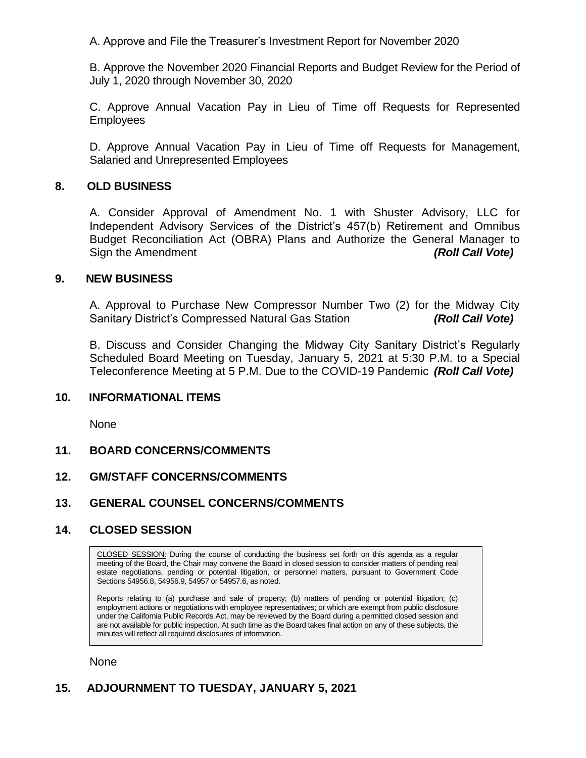A. Approve and File the Treasurer's Investment Report for November 2020

B. Approve the November 2020 Financial Reports and Budget Review for the Period of July 1, 2020 through November 30, 2020

C. Approve Annual Vacation Pay in Lieu of Time off Requests for Represented Employees

D. Approve Annual Vacation Pay in Lieu of Time off Requests for Management, Salaried and Unrepresented Employees

## 8. OLD BUSINESS

A. Consider Approval of Amendment No. 1 with Shuster Advisory, LLC for Independent Advisory Services of the District's 457(b) Retirement and Omnibus Budget Reconciliation Act (OBRA) Plans and Authorize the General Manager to Sign the Amendment ***(Roll Call Vote)***

## 9. NEW BUSINESS

A. Approval to Purchase New Compressor Number Two (2) for the Midway City Sanitary District's Compressed Natural Gas Station ***(Roll Call Vote)***

B. Discuss and Consider Changing the Midway City Sanitary District's Regularly Scheduled Board Meeting on Tuesday, January 5, 2021 at 5:30 P.M. to a Special Teleconference Meeting at 5 P.M. Due to the COVID-19 Pandemic ***(Roll Call Vote)***

## 10. INFORMATIONAL ITEMS

None

## 11. BOARD CONCERNS/COMMENTS

## 12. GM/STAFF CONCERNS/COMMENTS

## 13. GENERAL COUNSEL CONCERNS/COMMENTS

## 14. CLOSED SESSION

CLOSED SESSION: During the course of conducting the business set forth on this agenda as a regular meeting of the Board, the Chair may convene the Board in closed session to consider matters of pending real estate negotiations, pending or potential litigation, or personnel matters, pursuant to Government Code Sections 54956.8, 54956.9, 54957 or 54957.6, as noted.

Reports relating to (a) purchase and sale of property; (b) matters of pending or potential litigation; (c) employment actions or negotiations with employee representatives; or which are exempt from public disclosure under the California Public Records Act, may be reviewed by the Board during a permitted closed session and are not available for public inspection. At such time as the Board takes final action on any of these subjects, the minutes will reflect all required disclosures of information.

None

## 15. ADJOURNMENT TO TUESDAY, JANUARY 5, 2021